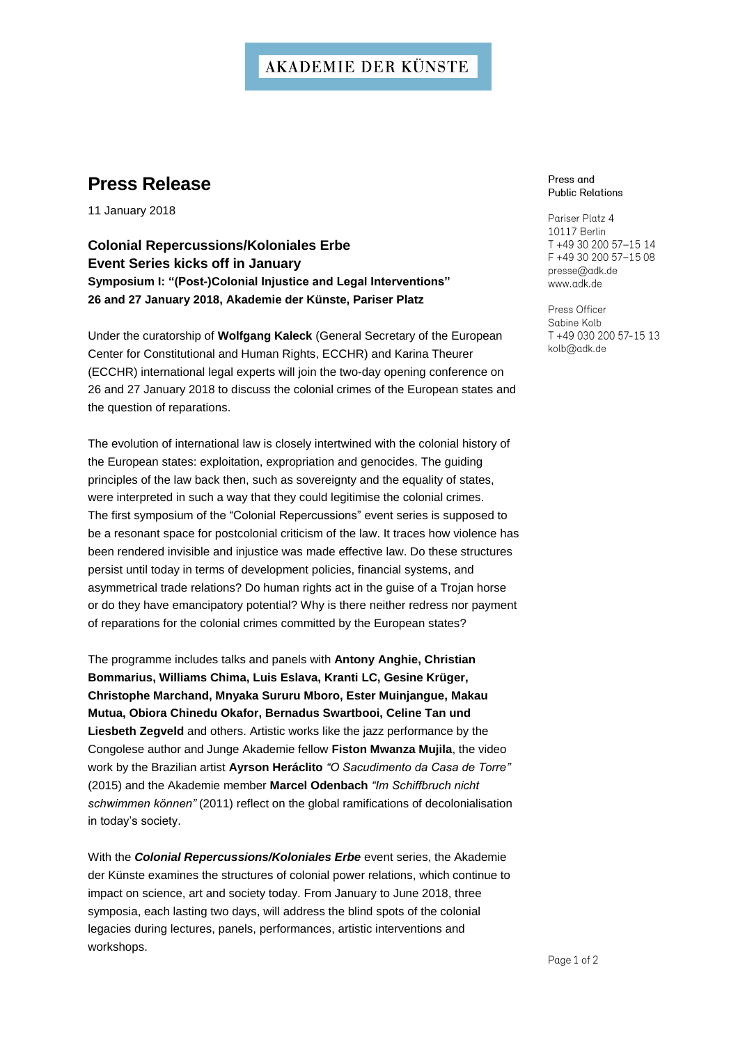AKADEMIE DER KÜNSTE

# Press Release

11 January 2018

**Press and Public Relations**

Pariser Platz 4
10117 Berlin
T +49 30 200 57–15 14
F +49 30 200 57–15 08
presse@adk.de
www.adk.de

Press Officer
Sabine Kolb
T +49 030 200 57-15 13
kolb@adk.de

## Colonial Repercussions/Koloniales Erbe
## Event Series kicks off in January

**Symposium I: "(Post-)Colonial Injustice and Legal Interventions"**
**26 and 27 January 2018, Akademie der Künste, Pariser Platz**

Under the curatorship of **Wolfgang Kaleck** (General Secretary of the European Center for Constitutional and Human Rights, ECCHR) and Karina Theurer (ECCHR) international legal experts will join the two-day opening conference on 26 and 27 January 2018 to discuss the colonial crimes of the European states and the question of reparations.

The evolution of international law is closely intertwined with the colonial history of the European states: exploitation, expropriation and genocides. The guiding principles of the law back then, such as sovereignty and the equality of states, were interpreted in such a way that they could legitimise the colonial crimes. The first symposium of the "Colonial Repercussions" event series is supposed to be a resonant space for postcolonial criticism of the law. It traces how violence has been rendered invisible and injustice was made effective law. Do these structures persist until today in terms of development policies, financial systems, and asymmetrical trade relations? Do human rights act in the guise of a Trojan horse or do they have emancipatory potential? Why is there neither redress nor payment of reparations for the colonial crimes committed by the European states?

The programme includes talks and panels with **Antony Anghie, Christian Bommarius, Williams Chima, Luis Eslava, Kranti LC, Gesine Krüger, Christophe Marchand, Mnyaka Sururu Mboro, Ester Muinjangue, Makau Mutua, Obiora Chinedu Okafor, Bernadus Swartbooi, Celine Tan und Liesbeth Zegveld** and others. Artistic works like the jazz performance by the Congolese author and Junge Akademie fellow **Fiston Mwanza Mujila**, the video work by the Brazilian artist **Ayrson Heráclito** *"O Sacudimento da Casa de Torre"* (2015) and the Akademie member **Marcel Odenbach** *"Im Schiffbruch nicht schwimmen können"* (2011) reflect on the global ramifications of decolonialisation in today's society.

With the ***Colonial Repercussions/Koloniales Erbe*** event series, the Akademie der Künste examines the structures of colonial power relations, which continue to impact on science, art and society today. From January to June 2018, three symposia, each lasting two days, will address the blind spots of the colonial legacies during lectures, panels, performances, artistic interventions and workshops.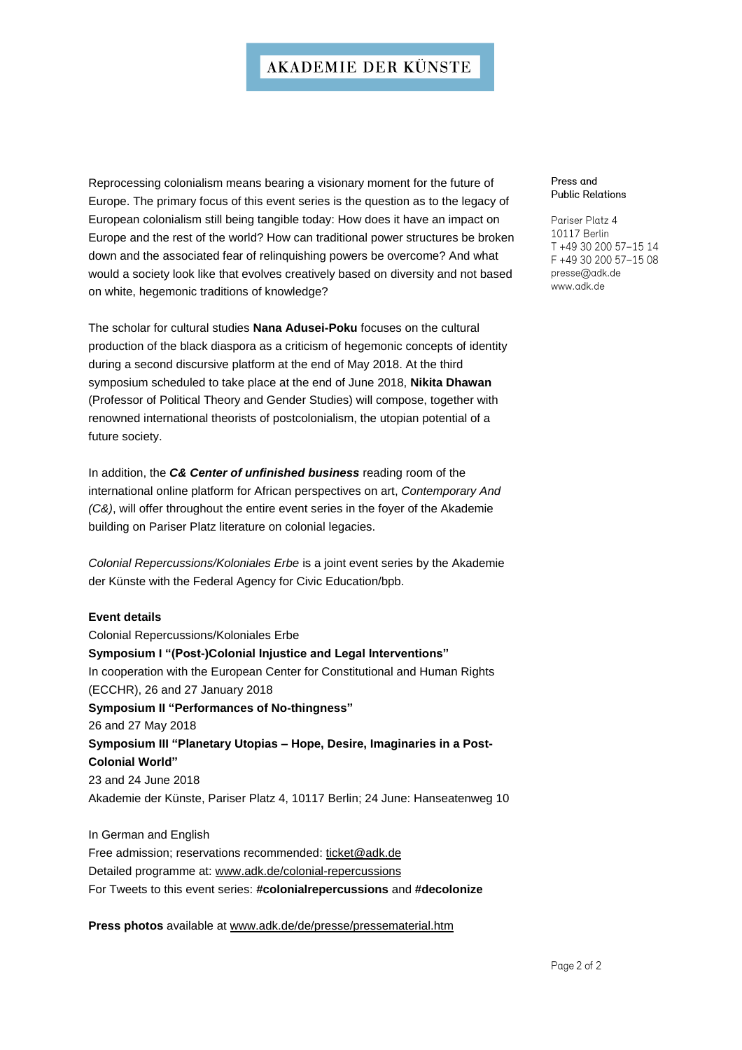AKADEMIE DER KÜNSTE

Press and Public Relations

Pariser Platz 4
10117 Berlin
T +49 30 200 57-15 14
F +49 30 200 57-15 08
presse@adk.de
www.adk.de

Reprocessing colonialism means bearing a visionary moment for the future of Europe. The primary focus of this event series is the question as to the legacy of European colonialism still being tangible today: How does it have an impact on Europe and the rest of the world? How can traditional power structures be broken down and the associated fear of relinquishing powers be overcome? And what would a society look like that evolves creatively based on diversity and not based on white, hegemonic traditions of knowledge?

The scholar for cultural studies **Nana Adusei-Poku** focuses on the cultural production of the black diaspora as a criticism of hegemonic concepts of identity during a second discursive platform at the end of May 2018. At the third symposium scheduled to take place at the end of June 2018, **Nikita Dhawan** (Professor of Political Theory and Gender Studies) will compose, together with renowned international theorists of postcolonialism, the utopian potential of a future society.

In addition, the ***C& Center of unfinished business*** reading room of the international online platform for African perspectives on art, *Contemporary And (C&)*, will offer throughout the entire event series in the foyer of the Akademie building on Pariser Platz literature on colonial legacies.

*Colonial Repercussions/Koloniales Erbe* is a joint event series by the Akademie der Künste with the Federal Agency for Civic Education/bpb.

**Event details**

Colonial Repercussions/Koloniales Erbe
**Symposium I "(Post-)Colonial Injustice and Legal Interventions"**
In cooperation with the European Center for Constitutional and Human Rights (ECCHR), 26 and 27 January 2018
**Symposium II "Performances of No-thingness"**
26 and 27 May 2018
**Symposium III "Planetary Utopias – Hope, Desire, Imaginaries in a Post-Colonial World"**
23 and 24 June 2018
Akademie der Künste, Pariser Platz 4, 10117 Berlin; 24 June: Hanseatenweg 10

In German and English
Free admission; reservations recommended: ticket@adk.de
Detailed programme at: www.adk.de/colonial-repercussions
For Tweets to this event series: **#colonialrepercussions** and **#decolonize**

**Press photos** available at www.adk.de/de/presse/pressematerial.htm